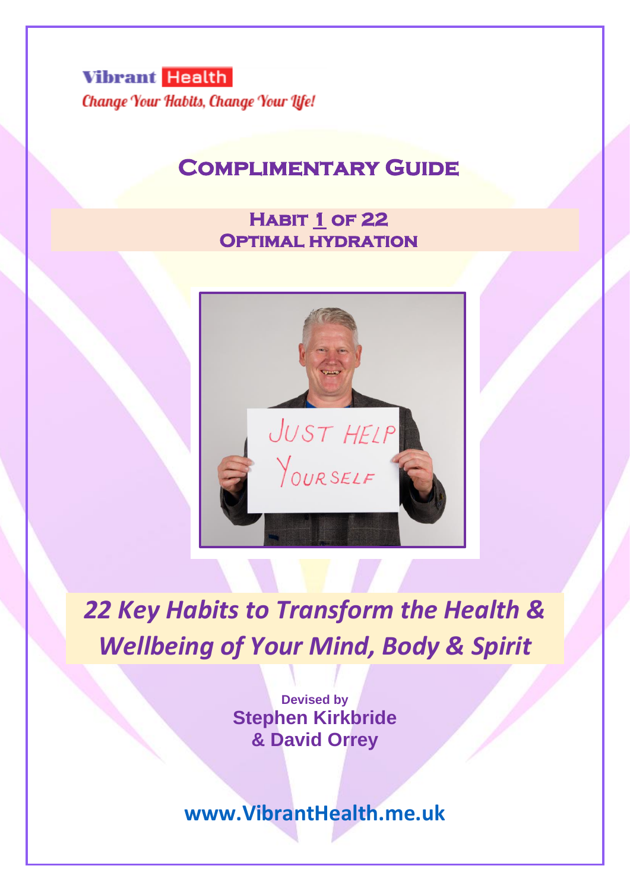Vibrant Health

*Change Your Habits, Change Your Life!*

# Complimentary Guide

## Habit 1 of 22
## Optimal Hydration

***22 Key Habits to Transform the Health & Wellbeing of Your Mind, Body & Spirit***

**Devised by**

**Stephen Kirkbride**
**& David Orrey**

**www.VibrantHealth.me.uk**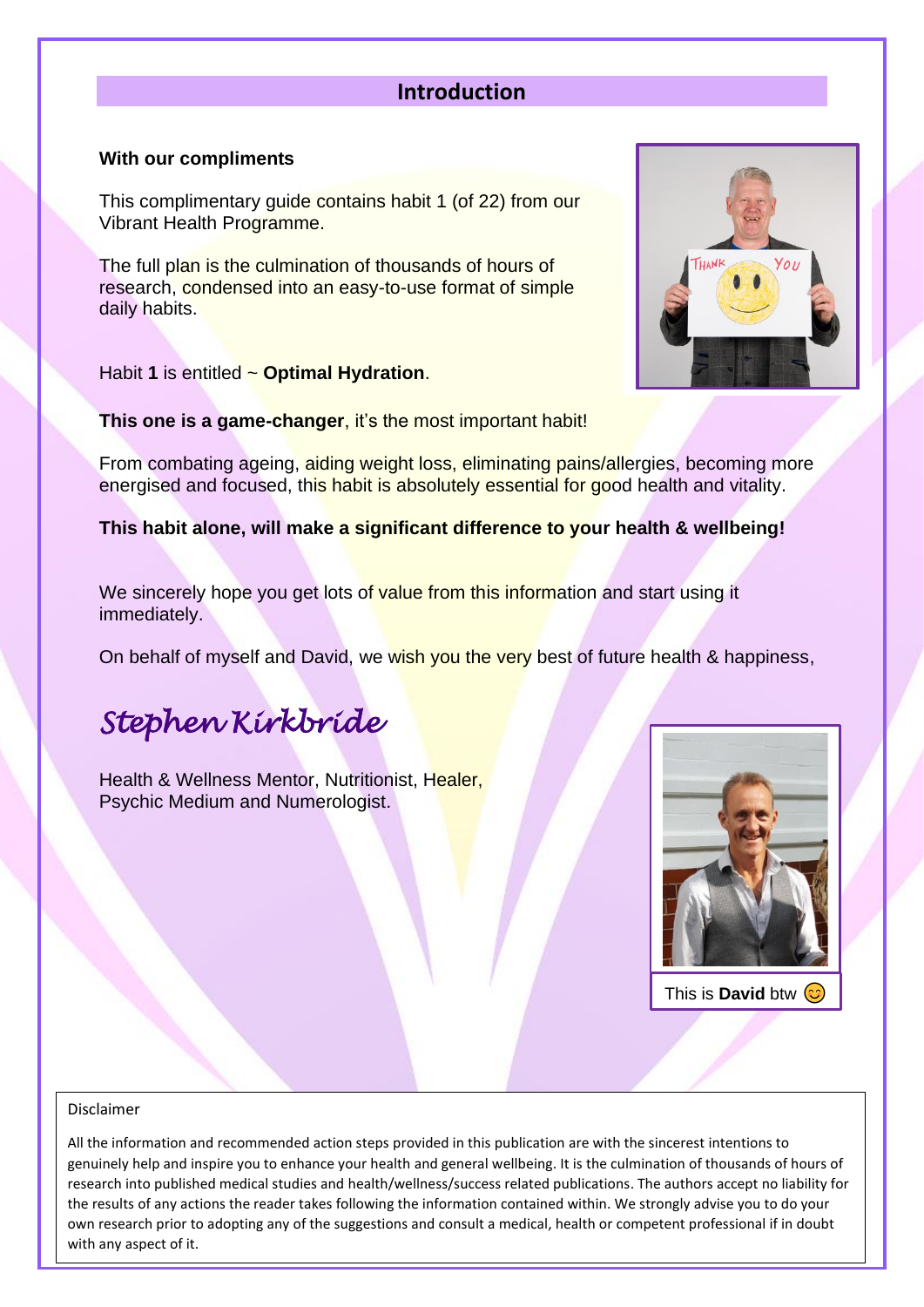## Introduction

**With our compliments**

This complimentary guide contains habit 1 (of 22) from our Vibrant Health Programme.

The full plan is the culmination of thousands of hours of research, condensed into an easy-to-use format of simple daily habits.

Habit **1** is entitled ~ **Optimal Hydration**.

**This one is a game-changer**, it's the most important habit!

From combating ageing, aiding weight loss, eliminating pains/allergies, becoming more energised and focused, this habit is absolutely essential for good health and vitality.

**This habit alone, will make a significant difference to your health & wellbeing!**

We sincerely hope you get lots of value from this information and start using it immediately.

On behalf of myself and David, we wish you the very best of future health & happiness,

*Stephen Kirkbride*

Health & Wellness Mentor, Nutritionist, Healer, Psychic Medium and Numerologist.

This is **David** btw 😊

Disclaimer

All the information and recommended action steps provided in this publication are with the sincerest intentions to genuinely help and inspire you to enhance your health and general wellbeing. It is the culmination of thousands of hours of research into published medical studies and health/wellness/success related publications. The authors accept no liability for the results of any actions the reader takes following the information contained within. We strongly advise you to do your own research prior to adopting any of the suggestions and consult a medical, health or competent professional if in doubt with any aspect of it.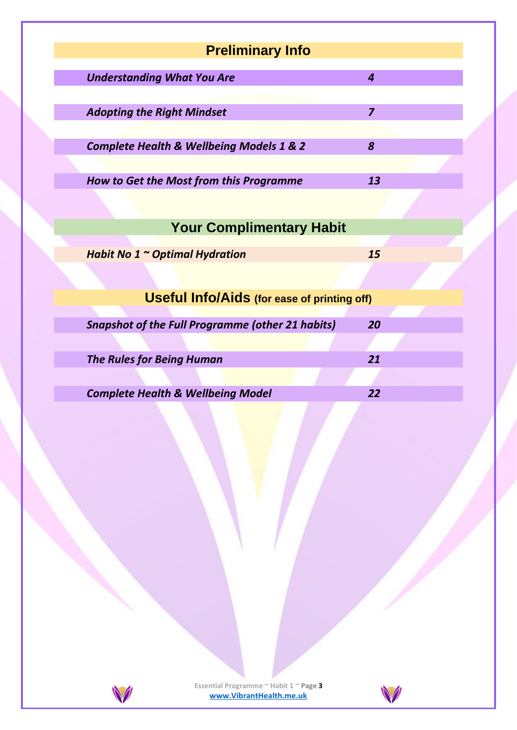## Preliminary Info

| | |
|---|---|
| ***Understanding What You Are*** | ***4*** |
| ***Adopting the Right Mindset*** | ***7*** |
| ***Complete Health & Wellbeing Models 1 & 2*** | ***8*** |
| ***How to Get the Most from this Programme*** | ***13*** |

## Your Complimentary Habit

| | |
|---|---|
| ***Habit No 1 ~ Optimal Hydration*** | ***15*** |

## Useful Info/Aids (for ease of printing off)

| | |
|---|---|
| ***Snapshot of the Full Programme (other 21 habits)*** | ***20*** |
| ***The Rules for Being Human*** | ***21*** |
| ***Complete Health & Wellbeing Model*** | ***22*** |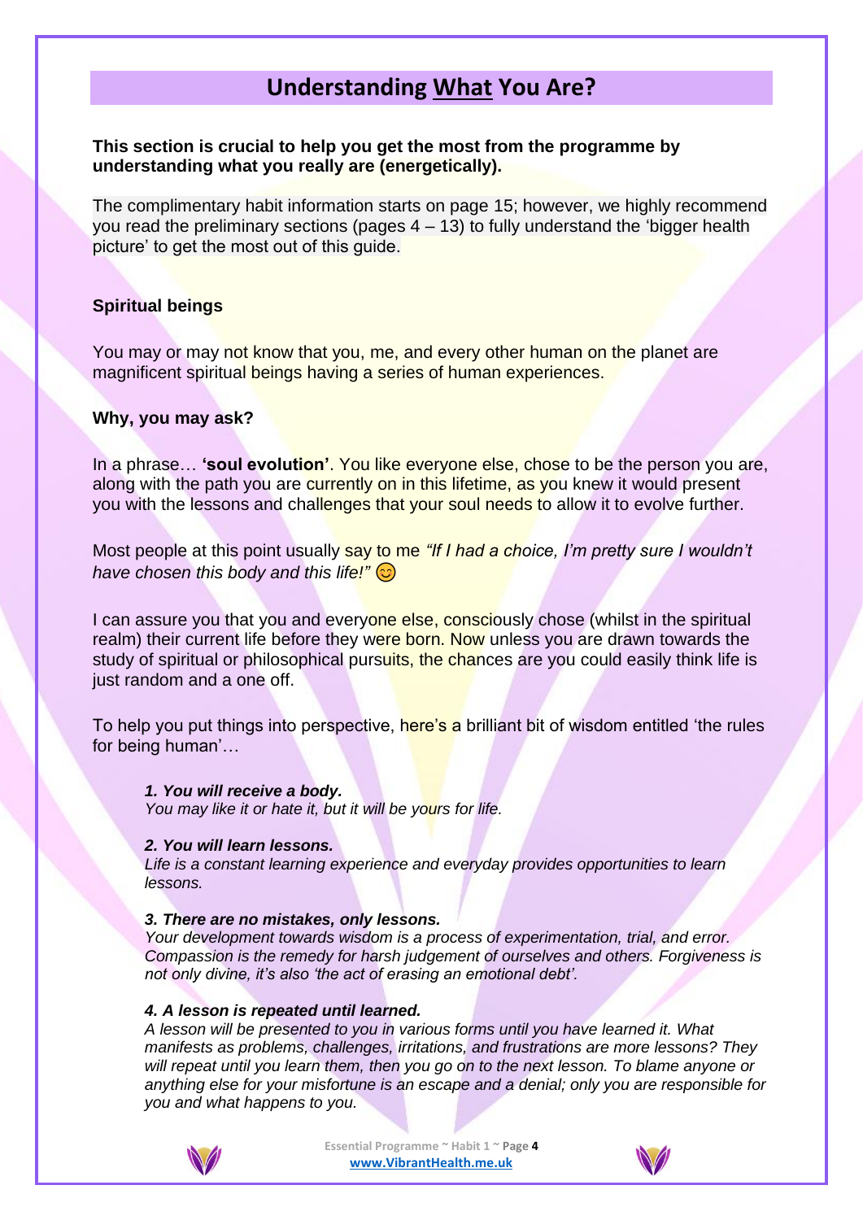# Understanding What You Are?

**This section is crucial to help you get the most from the programme by understanding what you really are (energetically).**

The complimentary habit information starts on page 15; however, we highly recommend you read the preliminary sections (pages 4 – 13) to fully understand the 'bigger health picture' to get the most out of this guide.

**Spiritual beings**

You may or may not know that you, me, and every other human on the planet are magnificent spiritual beings having a series of human experiences.

**Why, you may ask?**

In a phrase… **'soul evolution'**. You like everyone else, chose to be the person you are, along with the path you are currently on in this lifetime, as you knew it would present you with the lessons and challenges that your soul needs to allow it to evolve further.

Most people at this point usually say to me *"If I had a choice, I'm pretty sure I wouldn't have chosen this body and this life!"* 😊

I can assure you that you and everyone else, consciously chose (whilst in the spiritual realm) their current life before they were born. Now unless you are drawn towards the study of spiritual or philosophical pursuits, the chances are you could easily think life is just random and a one off.

To help you put things into perspective, here's a brilliant bit of wisdom entitled 'the rules for being human'…

> ***1. You will receive a body.***
> *You may like it or hate it, but it will be yours for life.*
>
> ***2. You will learn lessons.***
> *Life is a constant learning experience and everyday provides opportunities to learn lessons.*
>
> ***3. There are no mistakes, only lessons.***
> *Your development towards wisdom is a process of experimentation, trial, and error. Compassion is the remedy for harsh judgement of ourselves and others. Forgiveness is not only divine, it's also 'the act of erasing an emotional debt'.*
>
> ***4. A lesson is repeated until learned.***
> *A lesson will be presented to you in various forms until you have learned it. What manifests as problems, challenges, irritations, and frustrations are more lessons? They will repeat until you learn them, then you go on to the next lesson. To blame anyone or anything else for your misfortune is an escape and a denial; only you are responsible for you and what happens to you.*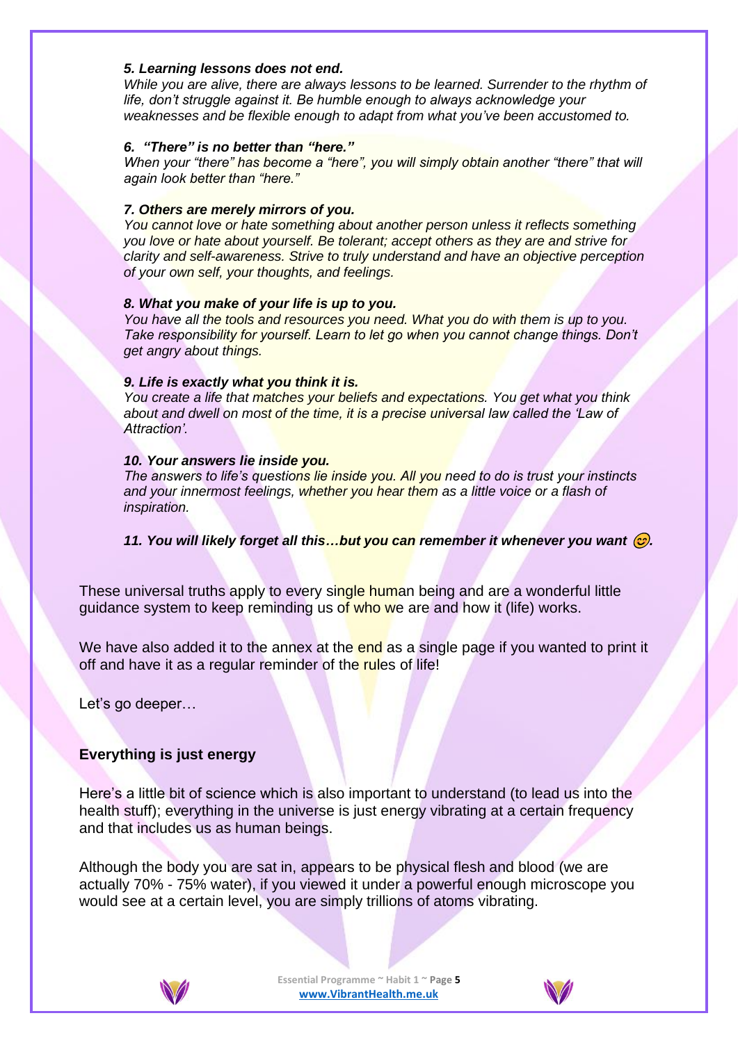***5. Learning lessons does not end.***
*While you are alive, there are always lessons to be learned. Surrender to the rhythm of life, don't struggle against it. Be humble enough to always acknowledge your weaknesses and be flexible enough to adapt from what you've been accustomed to.*

***6. "There" is no better than "here."***
*When your "there" has become a "here", you will simply obtain another "there" that will again look better than "here."*

***7. Others are merely mirrors of you.***
*You cannot love or hate something about another person unless it reflects something you love or hate about yourself. Be tolerant; accept others as they are and strive for clarity and self-awareness. Strive to truly understand and have an objective perception of your own self, your thoughts, and feelings.*

***8. What you make of your life is up to you.***
*You have all the tools and resources you need. What you do with them is up to you. Take responsibility for yourself. Learn to let go when you cannot change things. Don't get angry about things.*

***9. Life is exactly what you think it is.***
*You create a life that matches your beliefs and expectations. You get what you think about and dwell on most of the time, it is a precise universal law called the 'Law of Attraction'.*

***10. Your answers lie inside you.***
*The answers to life's questions lie inside you. All you need to do is trust your instincts and your innermost feelings, whether you hear them as a little voice or a flash of inspiration.*

***11. You will likely forget all this…but you can remember it whenever you want 😊.***

These universal truths apply to every single human being and are a wonderful little guidance system to keep reminding us of who we are and how it (life) works.

We have also added it to the annex at the end as a single page if you wanted to print it off and have it as a regular reminder of the rules of life!

Let's go deeper…

**Everything is just energy**

Here's a little bit of science which is also important to understand (to lead us into the health stuff); everything in the universe is just energy vibrating at a certain frequency and that includes us as human beings.

Although the body you are sat in, appears to be physical flesh and blood (we are actually 70% - 75% water), if you viewed it under a powerful enough microscope you would see at a certain level, you are simply trillions of atoms vibrating.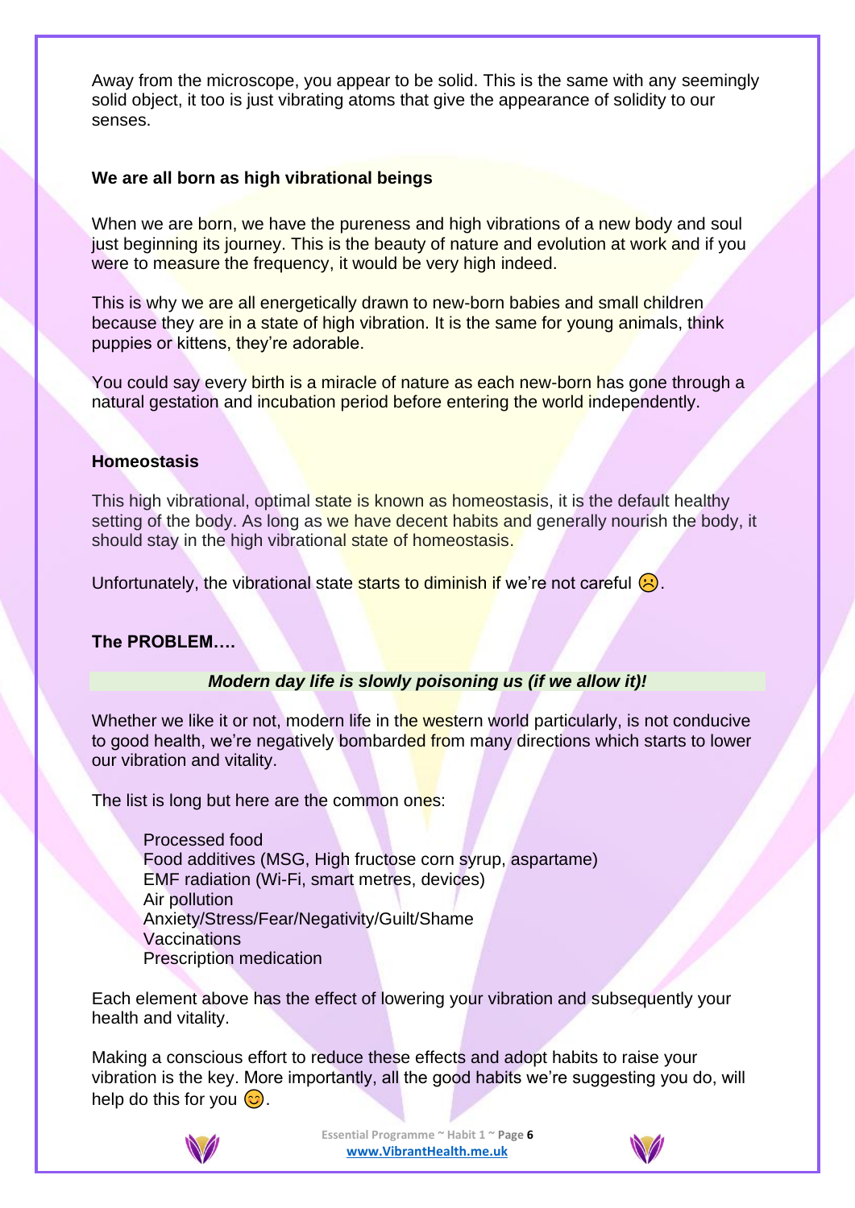Away from the microscope, you appear to be solid. This is the same with any seemingly solid object, it too is just vibrating atoms that give the appearance of solidity to our senses.

**We are all born as high vibrational beings**

When we are born, we have the pureness and high vibrations of a new body and soul just beginning its journey. This is the beauty of nature and evolution at work and if you were to measure the frequency, it would be very high indeed.

This is why we are all energetically drawn to new-born babies and small children because they are in a state of high vibration. It is the same for young animals, think puppies or kittens, they're adorable.

You could say every birth is a miracle of nature as each new-born has gone through a natural gestation and incubation period before entering the world independently.

**Homeostasis**

This high vibrational, optimal state is known as homeostasis, it is the default healthy setting of the body. As long as we have decent habits and generally nourish the body, it should stay in the high vibrational state of homeostasis.

Unfortunately, the vibrational state starts to diminish if we're not careful ☹.

**The PROBLEM….**

***Modern day life is slowly poisoning us (if we allow it)!***

Whether we like it or not, modern life in the western world particularly, is not conducive to good health, we're negatively bombarded from many directions which starts to lower our vibration and vitality.

The list is long but here are the common ones:

- Processed food
- Food additives (MSG, High fructose corn syrup, aspartame)
- EMF radiation (Wi-Fi, smart metres, devices)
- Air pollution
- Anxiety/Stress/Fear/Negativity/Guilt/Shame
- Vaccinations
- Prescription medication

Each element above has the effect of lowering your vibration and subsequently your health and vitality.

Making a conscious effort to reduce these effects and adopt habits to raise your vibration is the key. More importantly, all the good habits we're suggesting you do, will help do this for you 😊.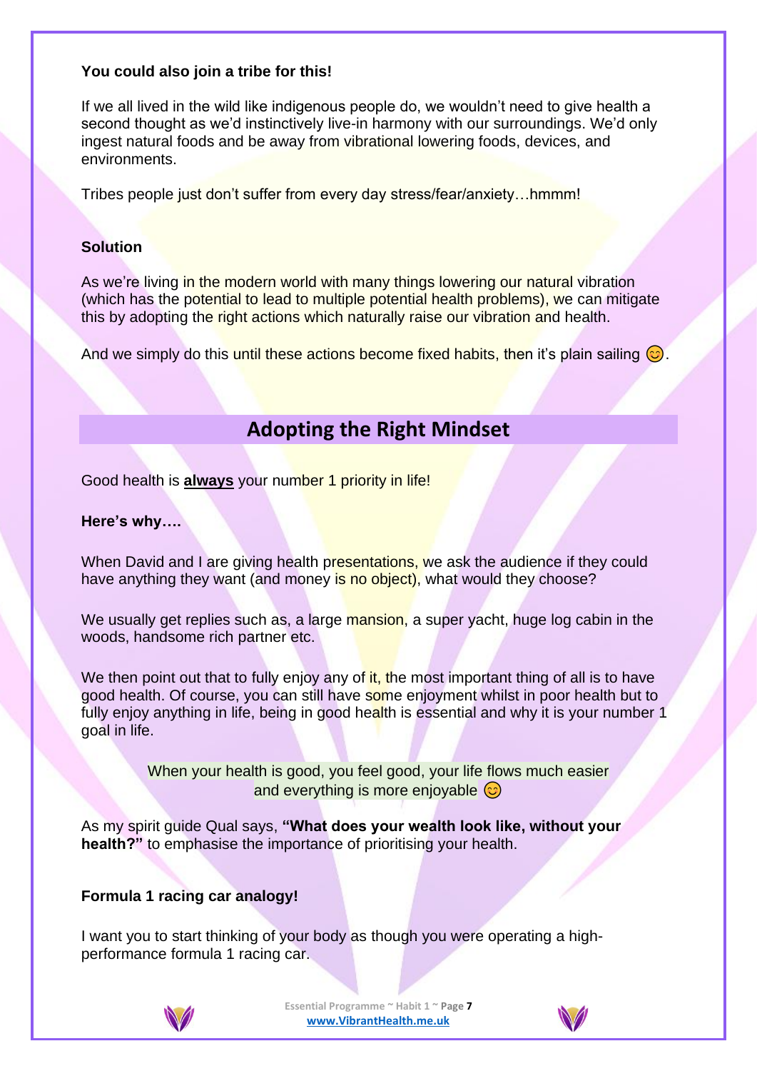**You could also join a tribe for this!**

If we all lived in the wild like indigenous people do, we wouldn't need to give health a second thought as we'd instinctively live-in harmony with our surroundings. We'd only ingest natural foods and be away from vibrational lowering foods, devices, and environments.

Tribes people just don't suffer from every day stress/fear/anxiety…hmmm!

**Solution**

As we're living in the modern world with many things lowering our natural vibration (which has the potential to lead to multiple potential health problems), we can mitigate this by adopting the right actions which naturally raise our vibration and health.

And we simply do this until these actions become fixed habits, then it's plain sailing 😊.

## Adopting the Right Mindset

Good health is **always** your number 1 priority in life!

**Here's why….**

When David and I are giving health presentations, we ask the audience if they could have anything they want (and money is no object), what would they choose?

We usually get replies such as, a large mansion, a super yacht, huge log cabin in the woods, handsome rich partner etc.

We then point out that to fully enjoy any of it, the most important thing of all is to have good health. Of course, you can still have some enjoyment whilst in poor health but to fully enjoy anything in life, being in good health is essential and why it is your number 1 goal in life.

When your health is good, you feel good, your life flows much easier and everything is more enjoyable 😊

As my spirit guide Qual says, **"What does your wealth look like, without your health?"** to emphasise the importance of prioritising your health.

**Formula 1 racing car analogy!**

I want you to start thinking of your body as though you were operating a high-performance formula 1 racing car.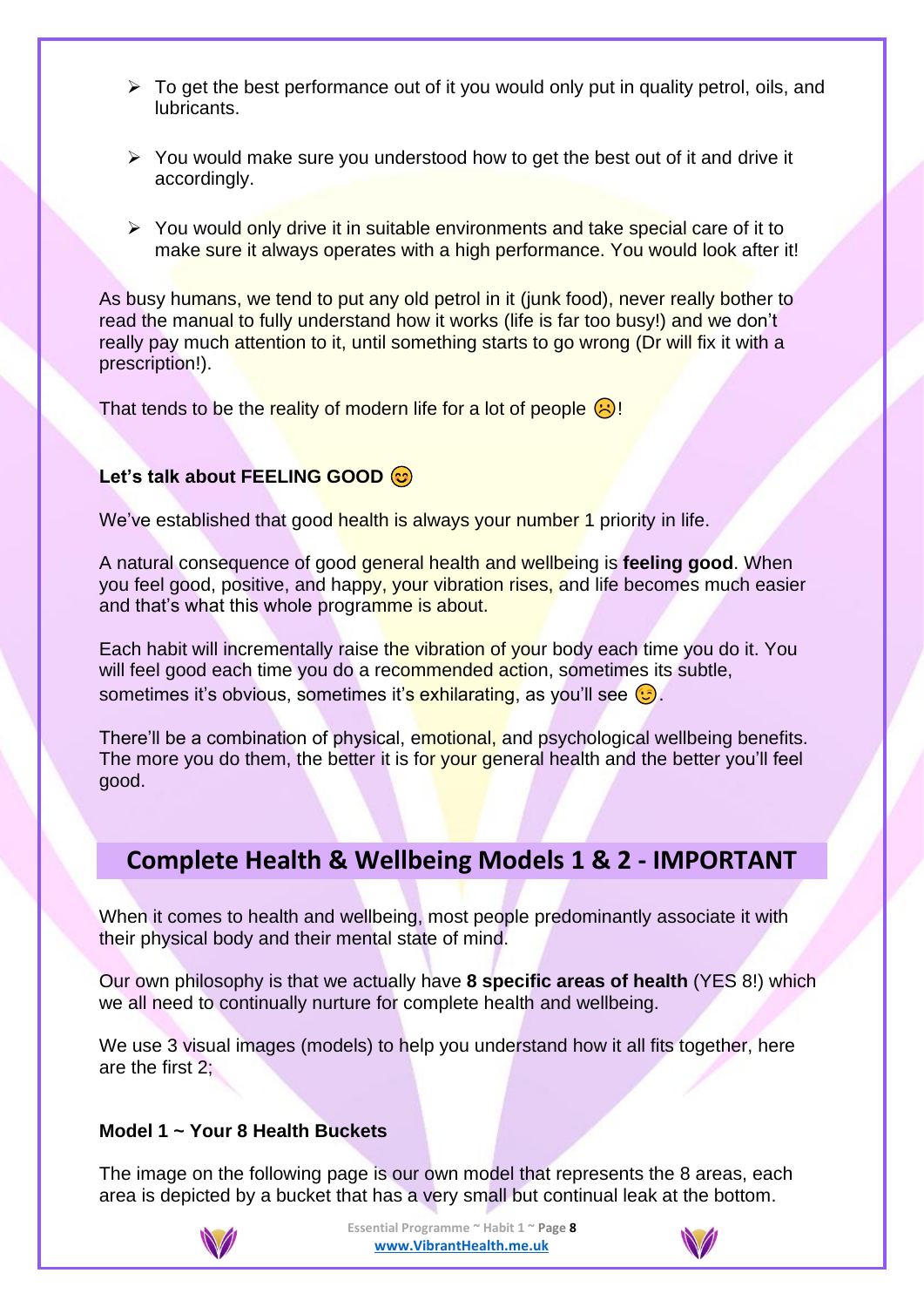- To get the best performance out of it you would only put in quality petrol, oils, and lubricants.
- You would make sure you understood how to get the best out of it and drive it accordingly.
- You would only drive it in suitable environments and take special care of it to make sure it always operates with a high performance. You would look after it!

As busy humans, we tend to put any old petrol in it (junk food), never really bother to read the manual to fully understand how it works (life is far too busy!) and we don't really pay much attention to it, until something starts to go wrong (Dr will fix it with a prescription!).

That tends to be the reality of modern life for a lot of people ☹!

**Let's talk about FEELING GOOD** 😊

We've established that good health is always your number 1 priority in life.

A natural consequence of good general health and wellbeing is **feeling good**. When you feel good, positive, and happy, your vibration rises, and life becomes much easier and that's what this whole programme is about.

Each habit will incrementally raise the vibration of your body each time you do it. You will feel good each time you do a recommended action, sometimes its subtle, sometimes it's obvious, sometimes it's exhilarating, as you'll see 😉.

There'll be a combination of physical, emotional, and psychological wellbeing benefits. The more you do them, the better it is for your general health and the better you'll feel good.

## Complete Health & Wellbeing Models 1 & 2 - IMPORTANT

When it comes to health and wellbeing, most people predominantly associate it with their physical body and their mental state of mind.

Our own philosophy is that we actually have **8 specific areas of health** (YES 8!) which we all need to continually nurture for complete health and wellbeing.

We use 3 visual images (models) to help you understand how it all fits together, here are the first 2;

**Model 1 ~ Your 8 Health Buckets**

The image on the following page is our own model that represents the 8 areas, each area is depicted by a bucket that has a very small but continual leak at the bottom.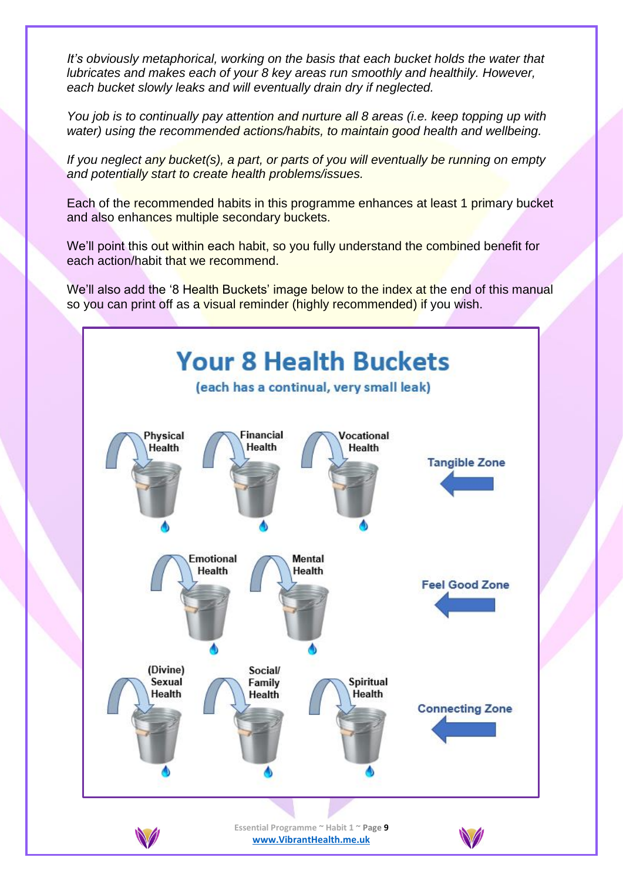*It's obviously metaphorical, working on the basis that each bucket holds the water that lubricates and makes each of your 8 key areas run smoothly and healthily. However, each bucket slowly leaks and will eventually drain dry if neglected.*

*You job is to continually pay attention and nurture all 8 areas (i.e. keep topping up with water) using the recommended actions/habits, to maintain good health and wellbeing.*

*If you neglect any bucket(s), a part, or parts of you will eventually be running on empty and potentially start to create health problems/issues.*

Each of the recommended habits in this programme enhances at least 1 primary bucket and also enhances multiple secondary buckets.

We'll point this out within each habit, so you fully understand the combined benefit for each action/habit that we recommend.

We'll also add the '8 Health Buckets' image below to the index at the end of this manual so you can print off as a visual reminder (highly recommended) if you wish.

## Your 8 Health Buckets

(each has a continual, very small leak)

Physical Health | Financial Health | Vocational Health — Tangible Zone

Emotional Health | Mental Health — Feel Good Zone

(Divine) Sexual Health | Social/ Family Health | Spiritual Health — Connecting Zone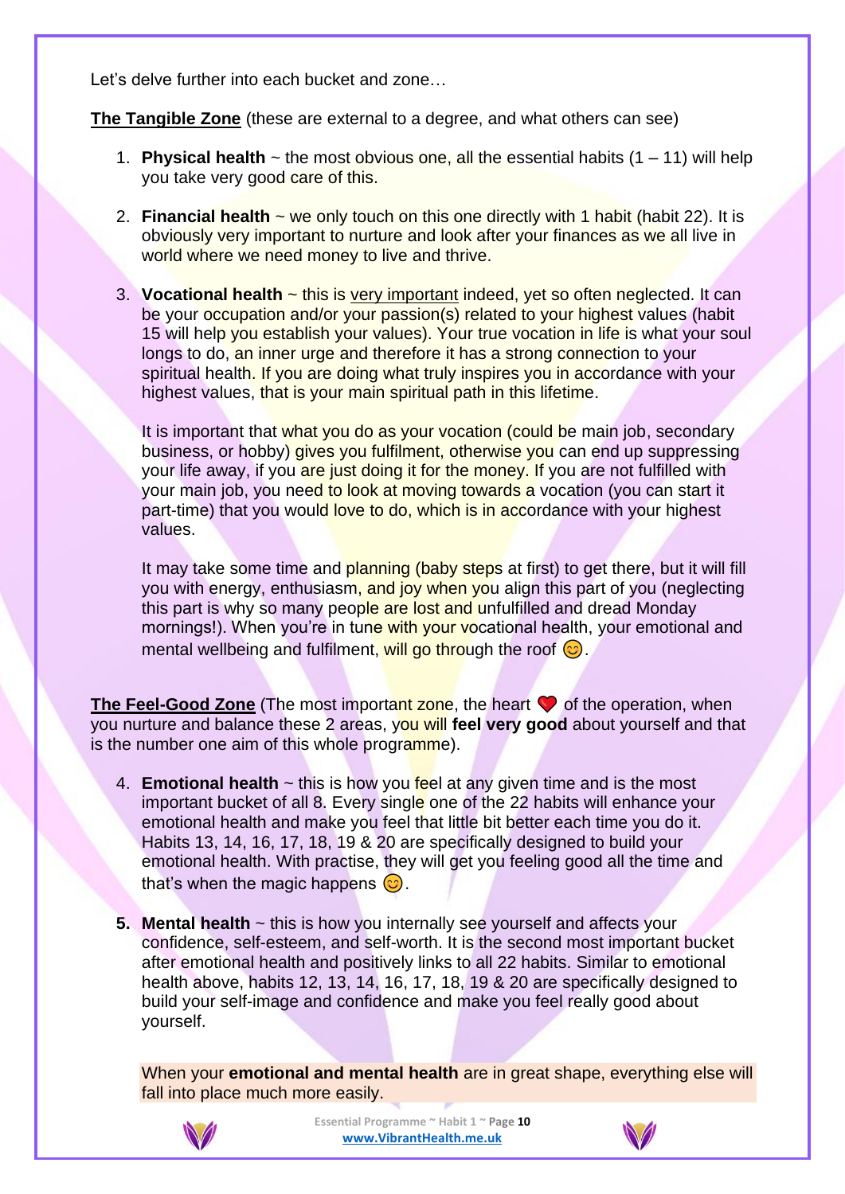Let's delve further into each bucket and zone…

**The Tangible Zone** (these are external to a degree, and what others can see)

1. **Physical health** ~ the most obvious one, all the essential habits (1 – 11) will help you take very good care of this.

2. **Financial health** ~ we only touch on this one directly with 1 habit (habit 22). It is obviously very important to nurture and look after your finances as we all live in world where we need money to live and thrive.

3. **Vocational health** ~ this is very important indeed, yet so often neglected. It can be your occupation and/or your passion(s) related to your highest values (habit 15 will help you establish your values). Your true vocation in life is what your soul longs to do, an inner urge and therefore it has a strong connection to your spiritual health. If you are doing what truly inspires you in accordance with your highest values, that is your main spiritual path in this lifetime.

   It is important that what you do as your vocation (could be main job, secondary business, or hobby) gives you fulfilment, otherwise you can end up suppressing your life away, if you are just doing it for the money. If you are not fulfilled with your main job, you need to look at moving towards a vocation (you can start it part-time) that you would love to do, which is in accordance with your highest values.

   It may take some time and planning (baby steps at first) to get there, but it will fill you with energy, enthusiasm, and joy when you align this part of you (neglecting this part is why so many people are lost and unfulfilled and dread Monday mornings!). When you're in tune with your vocational health, your emotional and mental wellbeing and fulfilment, will go through the roof 😊.

**The Feel-Good Zone** (The most important zone, the heart ❤ of the operation, when you nurture and balance these 2 areas, you will **feel very good** about yourself and that is the number one aim of this whole programme).

4. **Emotional health** ~ this is how you feel at any given time and is the most important bucket of all 8. Every single one of the 22 habits will enhance your emotional health and make you feel that little bit better each time you do it. Habits 13, 14, 16, 17, 18, 19 & 20 are specifically designed to build your emotional health. With practise, they will get you feeling good all the time and that's when the magic happens 😊.

5. **Mental health** ~ this is how you internally see yourself and affects your confidence, self-esteem, and self-worth. It is the second most important bucket after emotional health and positively links to all 22 habits. Similar to emotional health above, habits 12, 13, 14, 16, 17, 18, 19 & 20 are specifically designed to build your self-image and confidence and make you feel really good about yourself.

   When your **emotional and mental health** are in great shape, everything else will fall into place much more easily.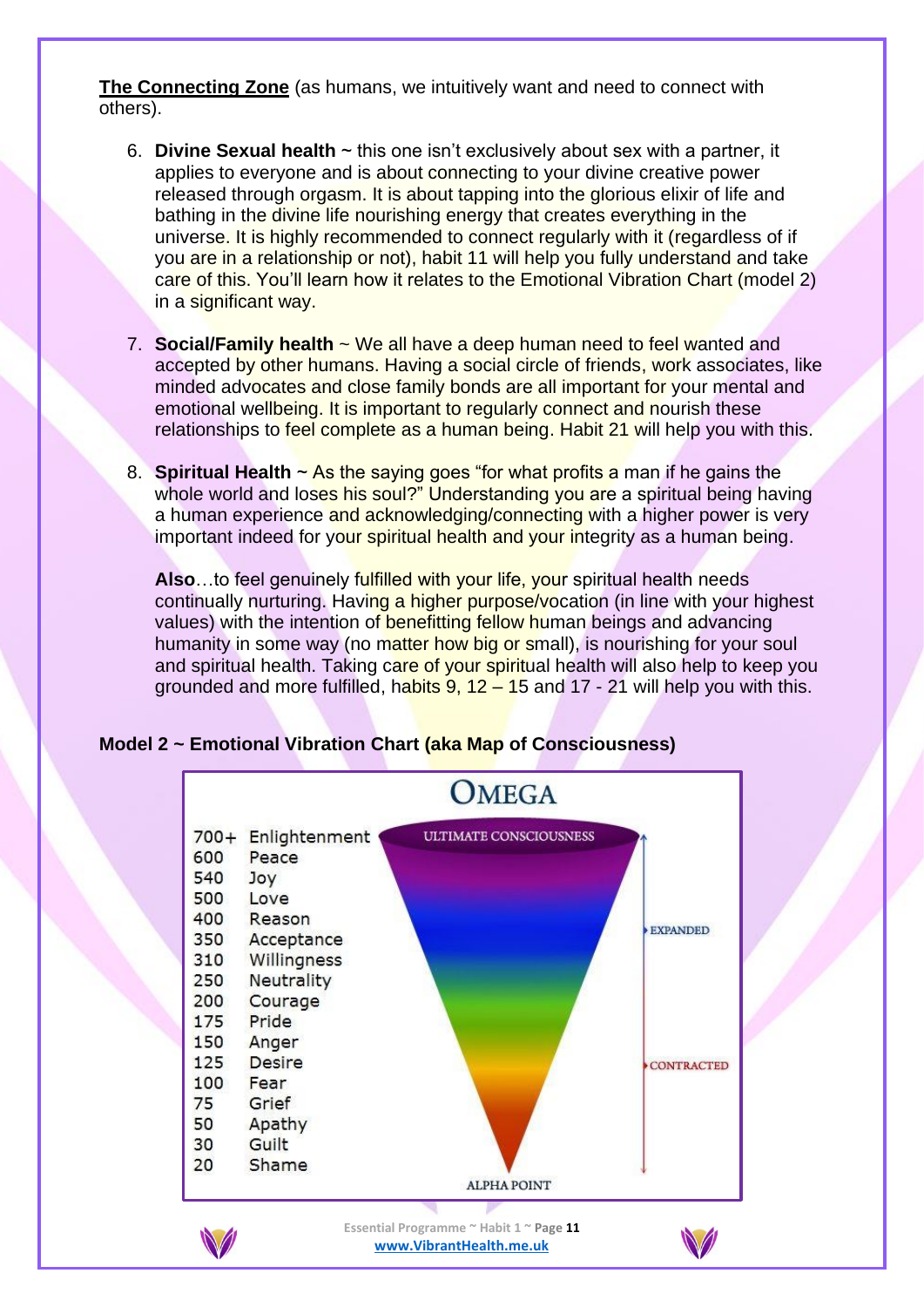**<u>The Connecting Zone</u>** (as humans, we intuitively want and need to connect with others).

6. **Divine Sexual health ~** this one isn't exclusively about sex with a partner, it applies to everyone and is about connecting to your divine creative power released through orgasm. It is about tapping into the glorious elixir of life and bathing in the divine life nourishing energy that creates everything in the universe. It is highly recommended to connect regularly with it (regardless of if you are in a relationship or not), habit 11 will help you fully understand and take care of this. You'll learn how it relates to the Emotional Vibration Chart (model 2) in a significant way.

7. **Social/Family health** ~ We all have a deep human need to feel wanted and accepted by other humans. Having a social circle of friends, work associates, like minded advocates and close family bonds are all important for your mental and emotional wellbeing. It is important to regularly connect and nourish these relationships to feel complete as a human being. Habit 21 will help you with this.

8. **Spiritual Health ~** As the saying goes "for what profits a man if he gains the whole world and loses his soul?" Understanding you are a spiritual being having a human experience and acknowledging/connecting with a higher power is very important indeed for your spiritual health and your integrity as a human being.

   **Also**…to feel genuinely fulfilled with your life, your spiritual health needs continually nurturing. Having a higher purpose/vocation (in line with your highest values) with the intention of benefitting fellow human beings and advancing humanity in some way (no matter how big or small), is nourishing for your soul and spiritual health. Taking care of your spiritual health will also help to keep you grounded and more fulfilled, habits 9, 12 – 15 and 17 - 21 will help you with this.

**Model 2 ~ Emotional Vibration Chart (aka Map of Consciousness)**

OMEGA

ULTIMATE CONSCIOUSNESS

| Level | Emotion |
|---|---|
| 700+ | Enlightenment |
| 600 | Peace |
| 540 | Joy |
| 500 | Love |
| 400 | Reason |
| 350 | Acceptance |
| 310 | Willingness |
| 250 | Neutrality |
| 200 | Courage |
| 175 | Pride |
| 150 | Anger |
| 125 | Desire |
| 100 | Fear |
| 75 | Grief |
| 50 | Apathy |
| 30 | Guilt |
| 20 | Shame |

EXPANDED

CONTRACTED

ALPHA POINT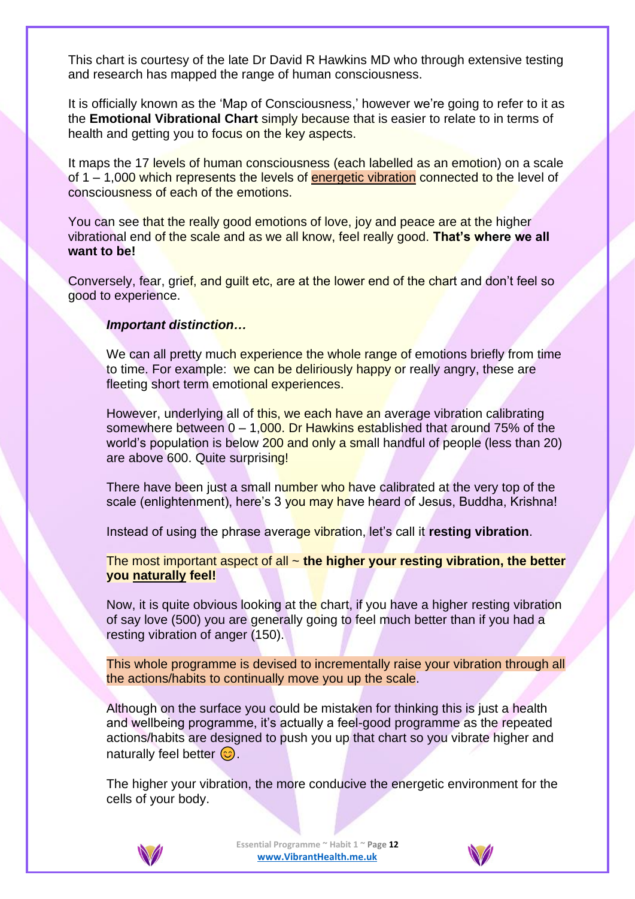This chart is courtesy of the late Dr David R Hawkins MD who through extensive testing and research has mapped the range of human consciousness.

It is officially known as the 'Map of Consciousness,' however we're going to refer to it as the **Emotional Vibrational Chart** simply because that is easier to relate to in terms of health and getting you to focus on the key aspects.

It maps the 17 levels of human consciousness (each labelled as an emotion) on a scale of 1 – 1,000 which represents the levels of energetic vibration connected to the level of consciousness of each of the emotions.

You can see that the really good emotions of love, joy and peace are at the higher vibrational end of the scale and as we all know, feel really good. **That's where we all want to be!**

Conversely, fear, grief, and guilt etc, are at the lower end of the chart and don't feel so good to experience.

> ***Important distinction…***
>
> We can all pretty much experience the whole range of emotions briefly from time to time. For example: we can be deliriously happy or really angry, these are fleeting short term emotional experiences.
>
> However, underlying all of this, we each have an average vibration calibrating somewhere between 0 – 1,000. Dr Hawkins established that around 75% of the world's population is below 200 and only a small handful of people (less than 20) are above 600. Quite surprising!
>
> There have been just a small number who have calibrated at the very top of the scale (enlightenment), here's 3 you may have heard of Jesus, Buddha, Krishna!
>
> Instead of using the phrase average vibration, let's call it **resting vibration**.
>
> The most important aspect of all ~ **the higher your resting vibration, the better you <u>naturally</u> feel!**
>
> Now, it is quite obvious looking at the chart, if you have a higher resting vibration of say love (500) you are generally going to feel much better than if you had a resting vibration of anger (150).
>
> This whole programme is devised to incrementally raise your vibration through all the actions/habits to continually move you up the scale.
>
> Although on the surface you could be mistaken for thinking this is just a health and wellbeing programme, it's actually a feel-good programme as the repeated actions/habits are designed to push you up that chart so you vibrate higher and naturally feel better 😊.
>
> The higher your vibration, the more conducive the energetic environment for the cells of your body.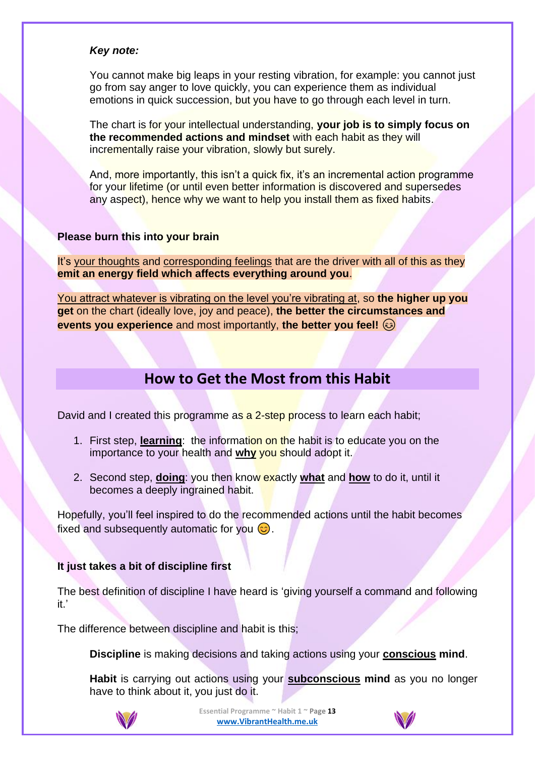***Key note:***

You cannot make big leaps in your resting vibration, for example: you cannot just go from say anger to love quickly, you can experience them as individual emotions in quick succession, but you have to go through each level in turn.

The chart is for your intellectual understanding, **your job is to simply focus on the recommended actions and mindset** with each habit as they will incrementally raise your vibration, slowly but surely.

And, more importantly, this isn't a quick fix, it's an incremental action programme for your lifetime (or until even better information is discovered and supersedes any aspect), hence why we want to help you install them as fixed habits.

**Please burn this into your brain**

It's <u>your thoughts</u> and <u>corresponding feelings</u> that are the driver with all of this as they **emit an energy field which affects everything around you**.

<u>You attract whatever is vibrating on the level you're vibrating at</u>, so **the higher up you get** on the chart (ideally love, joy and peace), **the better the circumstances and events you experience** and most importantly, **the better you feel!** 😉

## How to Get the Most from this Habit

David and I created this programme as a 2-step process to learn each habit;

1. First step, **<u>learning</u>**: the information on the habit is to educate you on the importance to your health and **<u>why</u>** you should adopt it.
2. Second step, **<u>doing</u>**: you then know exactly **<u>what</u>** and **<u>how</u>** to do it, until it becomes a deeply ingrained habit.

Hopefully, you'll feel inspired to do the recommended actions until the habit becomes fixed and subsequently automatic for you 😊.

**It just takes a bit of discipline first**

The best definition of discipline I have heard is 'giving yourself a command and following it.'

The difference between discipline and habit is this;

**Discipline** is making decisions and taking actions using your **<u>conscious</u> mind**.

**Habit** is carrying out actions using your **<u>subconscious</u> mind** as you no longer have to think about it, you just do it.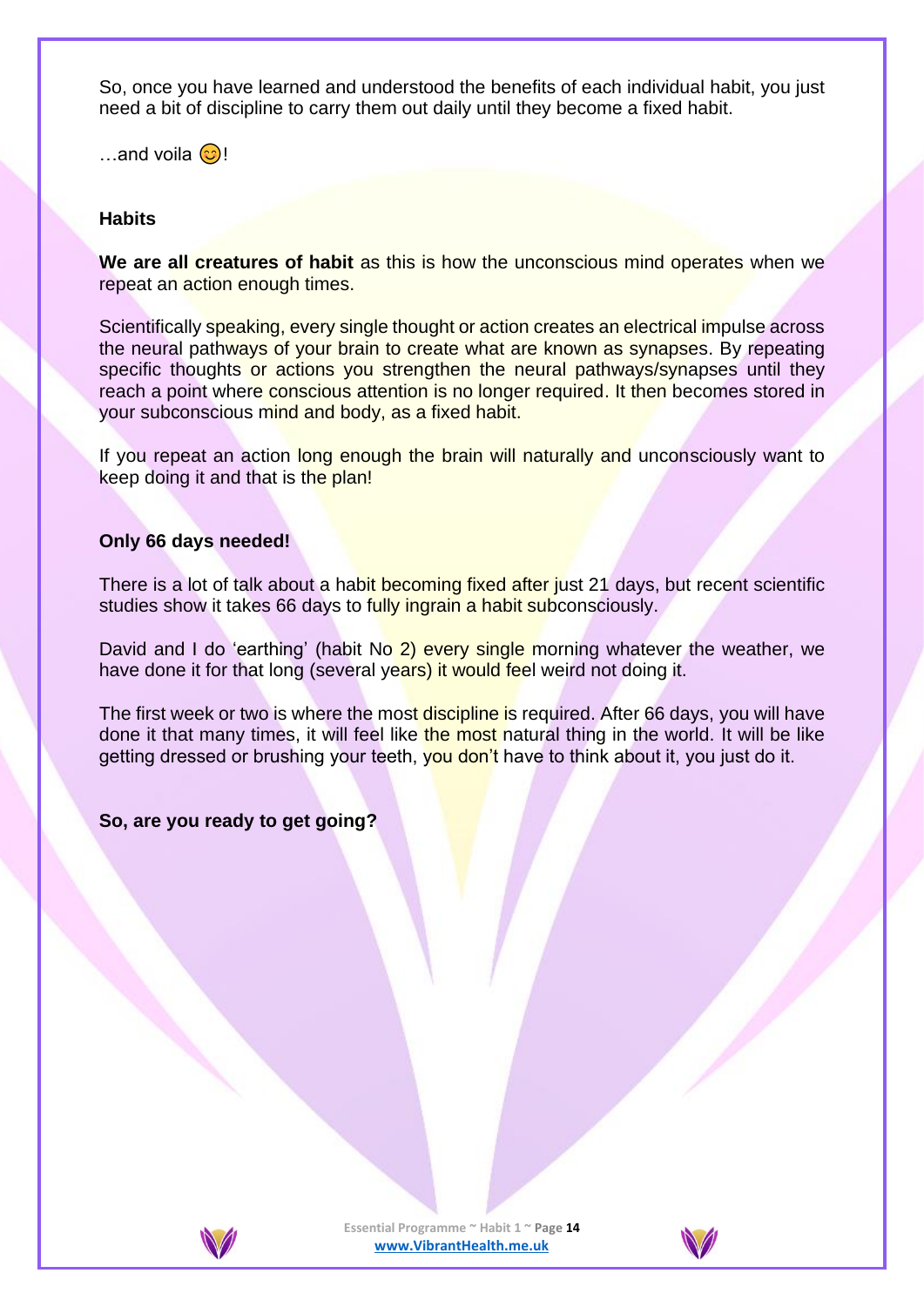So, once you have learned and understood the benefits of each individual habit, you just need a bit of discipline to carry them out daily until they become a fixed habit.

…and voila 😊!

**Habits**

**We are all creatures of habit** as this is how the unconscious mind operates when we repeat an action enough times.

Scientifically speaking, every single thought or action creates an electrical impulse across the neural pathways of your brain to create what are known as synapses. By repeating specific thoughts or actions you strengthen the neural pathways/synapses until they reach a point where conscious attention is no longer required. It then becomes stored in your subconscious mind and body, as a fixed habit.

If you repeat an action long enough the brain will naturally and unconsciously want to keep doing it and that is the plan!

**Only 66 days needed!**

There is a lot of talk about a habit becoming fixed after just 21 days, but recent scientific studies show it takes 66 days to fully ingrain a habit subconsciously.

David and I do 'earthing' (habit No 2) every single morning whatever the weather, we have done it for that long (several years) it would feel weird not doing it.

The first week or two is where the most discipline is required. After 66 days, you will have done it that many times, it will feel like the most natural thing in the world. It will be like getting dressed or brushing your teeth, you don't have to think about it, you just do it.

**So, are you ready to get going?**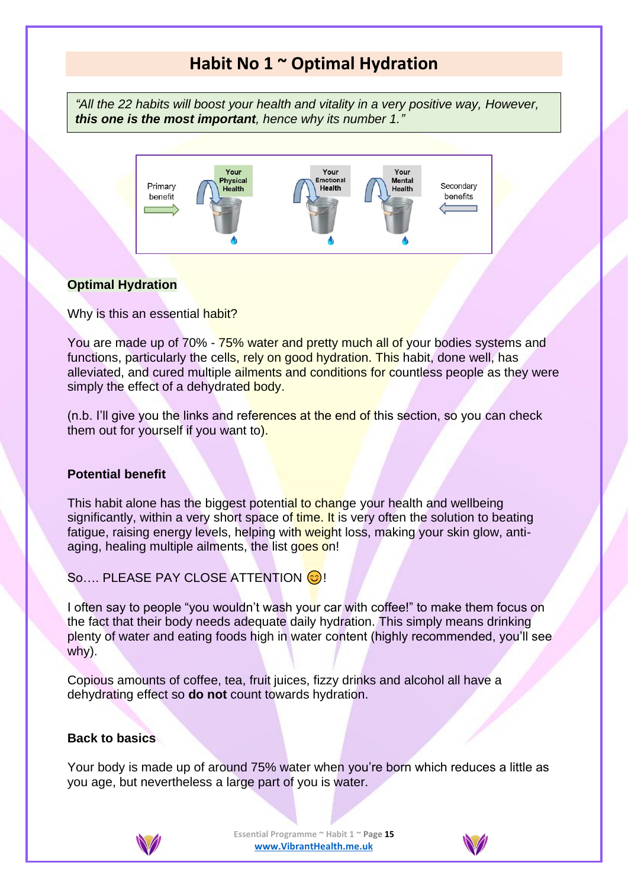# Habit No 1 ~ Optimal Hydration

> *"All the 22 habits will boost your health and vitality in a very positive way, However, **this one is the most important**, hence why its number 1."*

Primary benefit — Your Physical Health — Your Emotional Health — Your Mental Health — Secondary benefits

**Optimal Hydration**

Why is this an essential habit?

You are made up of 70% - 75% water and pretty much all of your bodies systems and functions, particularly the cells, rely on good hydration. This habit, done well, has alleviated, and cured multiple ailments and conditions for countless people as they were simply the effect of a dehydrated body.

(n.b. I'll give you the links and references at the end of this section, so you can check them out for yourself if you want to).

**Potential benefit**

This habit alone has the biggest potential to change your health and wellbeing significantly, within a very short space of time. It is very often the solution to beating fatigue, raising energy levels, helping with weight loss, making your skin glow, anti-aging, healing multiple ailments, the list goes on!

So…. PLEASE PAY CLOSE ATTENTION 😊!

I often say to people "you wouldn't wash your car with coffee!" to make them focus on the fact that their body needs adequate daily hydration. This simply means drinking plenty of water and eating foods high in water content (highly recommended, you'll see why).

Copious amounts of coffee, tea, fruit juices, fizzy drinks and alcohol all have a dehydrating effect so **do not** count towards hydration.

**Back to basics**

Your body is made up of around 75% water when you're born which reduces a little as you age, but nevertheless a large part of you is water.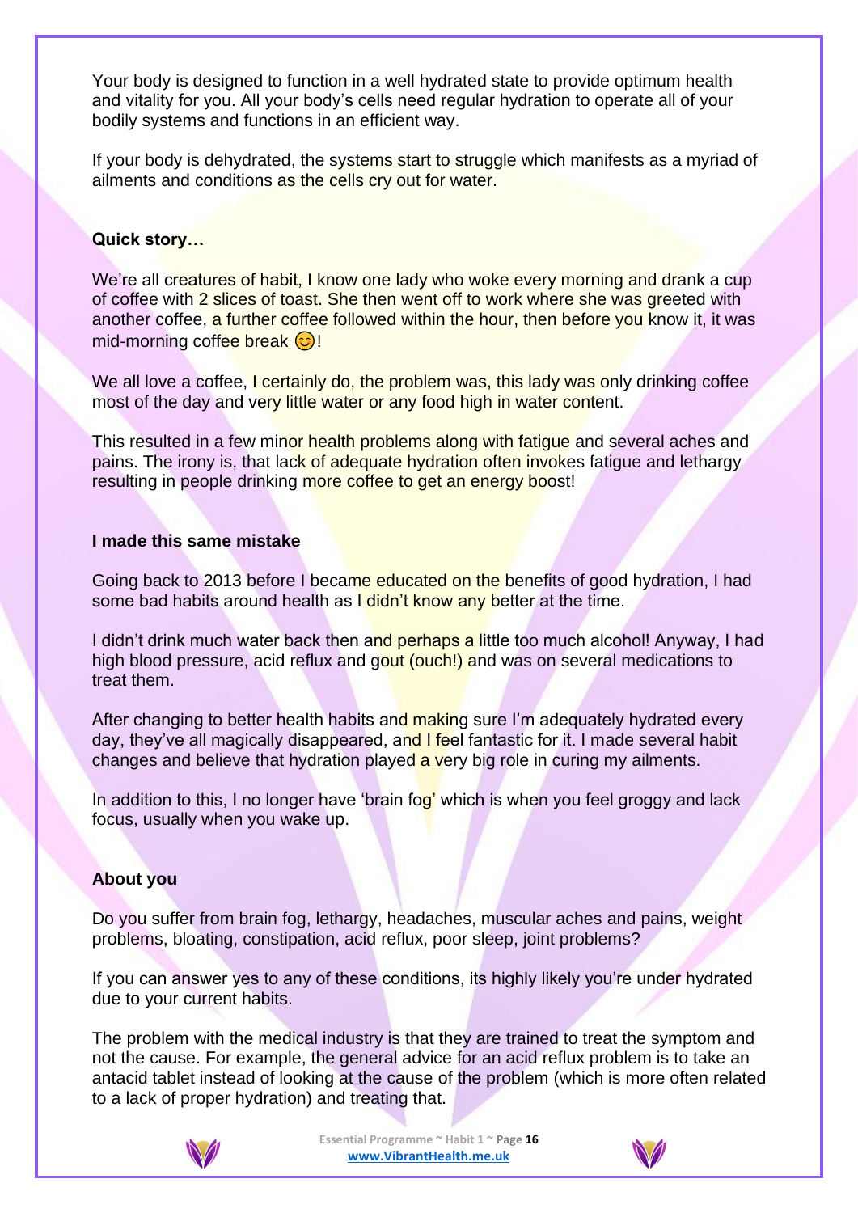Your body is designed to function in a well hydrated state to provide optimum health and vitality for you. All your body's cells need regular hydration to operate all of your bodily systems and functions in an efficient way.

If your body is dehydrated, the systems start to struggle which manifests as a myriad of ailments and conditions as the cells cry out for water.

**Quick story…**

We're all creatures of habit, I know one lady who woke every morning and drank a cup of coffee with 2 slices of toast. She then went off to work where she was greeted with another coffee, a further coffee followed within the hour, then before you know it, it was mid-morning coffee break 😊!

We all love a coffee, I certainly do, the problem was, this lady was only drinking coffee most of the day and very little water or any food high in water content.

This resulted in a few minor health problems along with fatigue and several aches and pains. The irony is, that lack of adequate hydration often invokes fatigue and lethargy resulting in people drinking more coffee to get an energy boost!

**I made this same mistake**

Going back to 2013 before I became educated on the benefits of good hydration, I had some bad habits around health as I didn't know any better at the time.

I didn't drink much water back then and perhaps a little too much alcohol! Anyway, I had high blood pressure, acid reflux and gout (ouch!) and was on several medications to treat them.

After changing to better health habits and making sure I'm adequately hydrated every day, they've all magically disappeared, and I feel fantastic for it. I made several habit changes and believe that hydration played a very big role in curing my ailments.

In addition to this, I no longer have 'brain fog' which is when you feel groggy and lack focus, usually when you wake up.

**About you**

Do you suffer from brain fog, lethargy, headaches, muscular aches and pains, weight problems, bloating, constipation, acid reflux, poor sleep, joint problems?

If you can answer yes to any of these conditions, its highly likely you're under hydrated due to your current habits.

The problem with the medical industry is that they are trained to treat the symptom and not the cause. For example, the general advice for an acid reflux problem is to take an antacid tablet instead of looking at the cause of the problem (which is more often related to a lack of proper hydration) and treating that.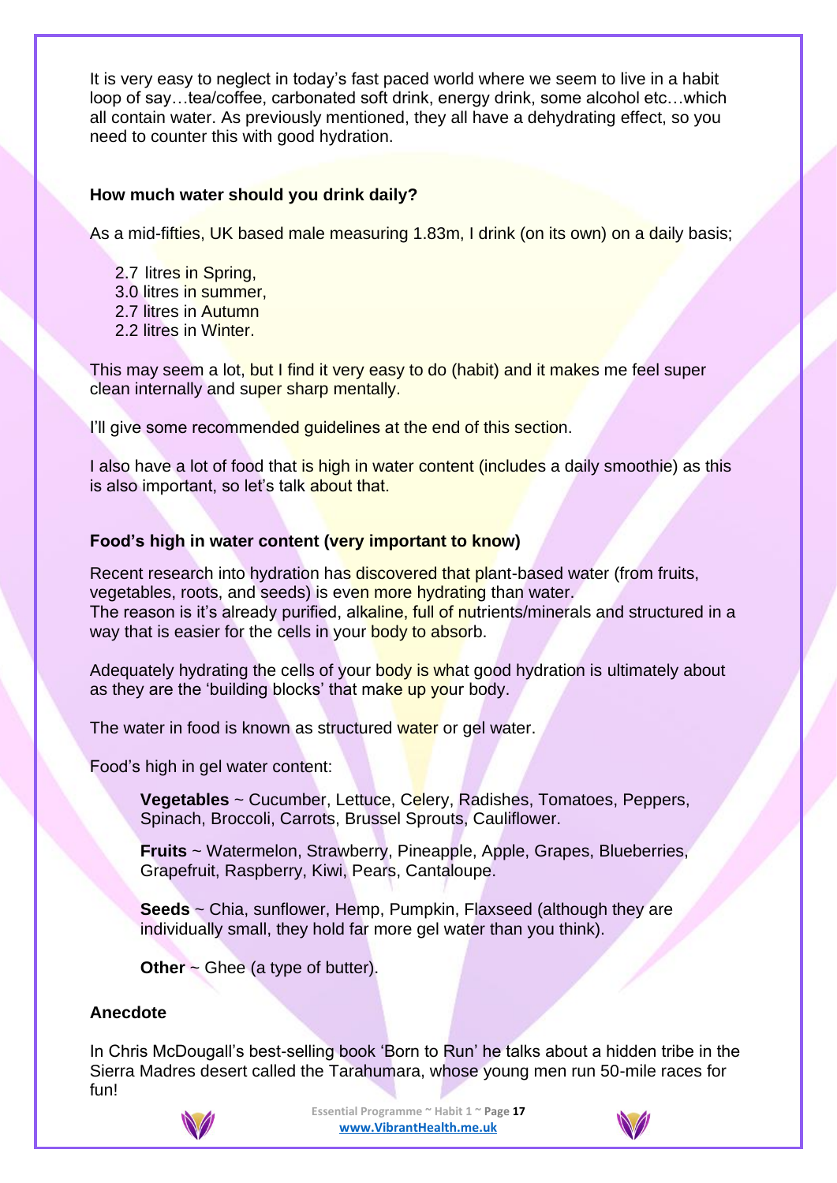It is very easy to neglect in today's fast paced world where we seem to live in a habit loop of say…tea/coffee, carbonated soft drink, energy drink, some alcohol etc…which all contain water. As previously mentioned, they all have a dehydrating effect, so you need to counter this with good hydration.

**How much water should you drink daily?**

As a mid-fifties, UK based male measuring 1.83m, I drink (on its own) on a daily basis;

2.7 litres in Spring,
3.0 litres in summer,
2.7 litres in Autumn
2.2 litres in Winter.

This may seem a lot, but I find it very easy to do (habit) and it makes me feel super clean internally and super sharp mentally.

I'll give some recommended guidelines at the end of this section.

I also have a lot of food that is high in water content (includes a daily smoothie) as this is also important, so let's talk about that.

**Food's high in water content (very important to know)**

Recent research into hydration has discovered that plant-based water (from fruits, vegetables, roots, and seeds) is even more hydrating than water.
The reason is it's already purified, alkaline, full of nutrients/minerals and structured in a way that is easier for the cells in your body to absorb.

Adequately hydrating the cells of your body is what good hydration is ultimately about as they are the 'building blocks' that make up your body.

The water in food is known as structured water or gel water.

Food's high in gel water content:

> **Vegetables** ~ Cucumber, Lettuce, Celery, Radishes, Tomatoes, Peppers, Spinach, Broccoli, Carrots, Brussel Sprouts, Cauliflower.
>
> **Fruits** ~ Watermelon, Strawberry, Pineapple, Apple, Grapes, Blueberries, Grapefruit, Raspberry, Kiwi, Pears, Cantaloupe.
>
> **Seeds** ~ Chia, sunflower, Hemp, Pumpkin, Flaxseed (although they are individually small, they hold far more gel water than you think).
>
> **Other** ~ Ghee (a type of butter).

**Anecdote**

In Chris McDougall's best-selling book 'Born to Run' he talks about a hidden tribe in the Sierra Madres desert called the Tarahumara, whose young men run 50-mile races for fun!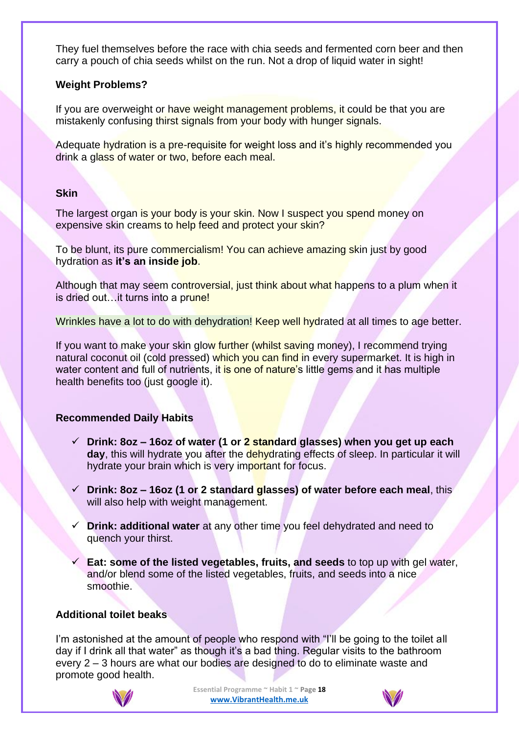They fuel themselves before the race with chia seeds and fermented corn beer and then carry a pouch of chia seeds whilst on the run. Not a drop of liquid water in sight!

**Weight Problems?**

If you are overweight or have weight management problems, it could be that you are mistakenly confusing thirst signals from your body with hunger signals.

Adequate hydration is a pre-requisite for weight loss and it's highly recommended you drink a glass of water or two, before each meal.

**Skin**

The largest organ is your body is your skin. Now I suspect you spend money on expensive skin creams to help feed and protect your skin?

To be blunt, its pure commercialism! You can achieve amazing skin just by good hydration as **it's an inside job**.

Although that may seem controversial, just think about what happens to a plum when it is dried out…it turns into a prune!

Wrinkles have a lot to do with dehydration! Keep well hydrated at all times to age better.

If you want to make your skin glow further (whilst saving money), I recommend trying natural coconut oil (cold pressed) which you can find in every supermarket. It is high in water content and full of nutrients, it is one of nature's little gems and it has multiple health benefits too (just google it).

**Recommended Daily Habits**

- ✓ **Drink: 8oz – 16oz of water (1 or 2 standard glasses) when you get up each day**, this will hydrate you after the dehydrating effects of sleep. In particular it will hydrate your brain which is very important for focus.
- ✓ **Drink: 8oz – 16oz (1 or 2 standard glasses) of water before each meal**, this will also help with weight management.
- ✓ **Drink: additional water** at any other time you feel dehydrated and need to quench your thirst.
- ✓ **Eat: some of the listed vegetables, fruits, and seeds** to top up with gel water, and/or blend some of the listed vegetables, fruits, and seeds into a nice smoothie.

**Additional toilet beaks**

I'm astonished at the amount of people who respond with "I'll be going to the toilet all day if I drink all that water" as though it's a bad thing. Regular visits to the bathroom every 2 – 3 hours are what our bodies are designed to do to eliminate waste and promote good health.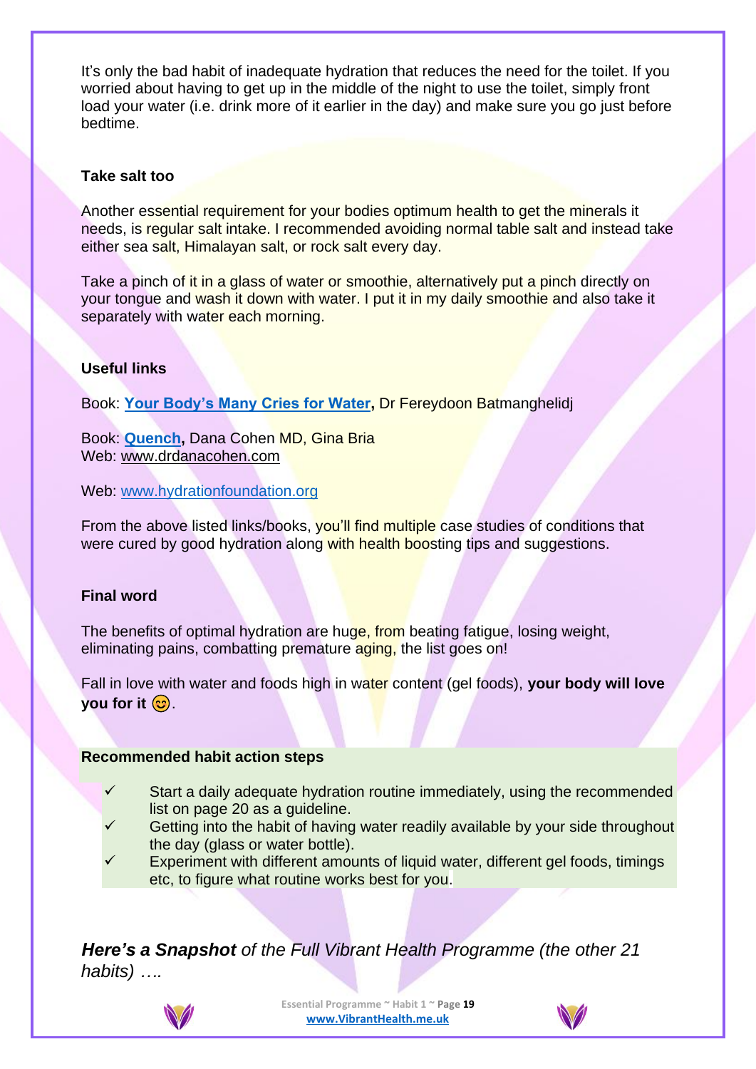It's only the bad habit of inadequate hydration that reduces the need for the toilet. If you worried about having to get up in the middle of the night to use the toilet, simply front load your water (i.e. drink more of it earlier in the day) and make sure you go just before bedtime.

### Take salt too

Another essential requirement for your bodies optimum health to get the minerals it needs, is regular salt intake. I recommended avoiding normal table salt and instead take either sea salt, Himalayan salt, or rock salt every day.

Take a pinch of it in a glass of water or smoothie, alternatively put a pinch directly on your tongue and wash it down with water. I put it in my daily smoothie and also take it separately with water each morning.

### Useful links

Book: **Your Body's Many Cries for Water,** Dr Fereydoon Batmanghelidj

Book: **Quench,** Dana Cohen MD, Gina Bria
Web: www.drdanacohen.com

Web: www.hydrationfoundation.org

From the above listed links/books, you'll find multiple case studies of conditions that were cured by good hydration along with health boosting tips and suggestions.

### Final word

The benefits of optimal hydration are huge, from beating fatigue, losing weight, eliminating pains, combatting premature aging, the list goes on!

Fall in love with water and foods high in water content (gel foods), **your body will love you for it** 😊.

### Recommended habit action steps

- ✓ Start a daily adequate hydration routine immediately, using the recommended list on page 20 as a guideline.
- ✓ Getting into the habit of having water readily available by your side throughout the day (glass or water bottle).
- ✓ Experiment with different amounts of liquid water, different gel foods, timings etc, to figure what routine works best for you.

***Here's a Snapshot** of the Full Vibrant Health Programme (the other 21 habits) ….*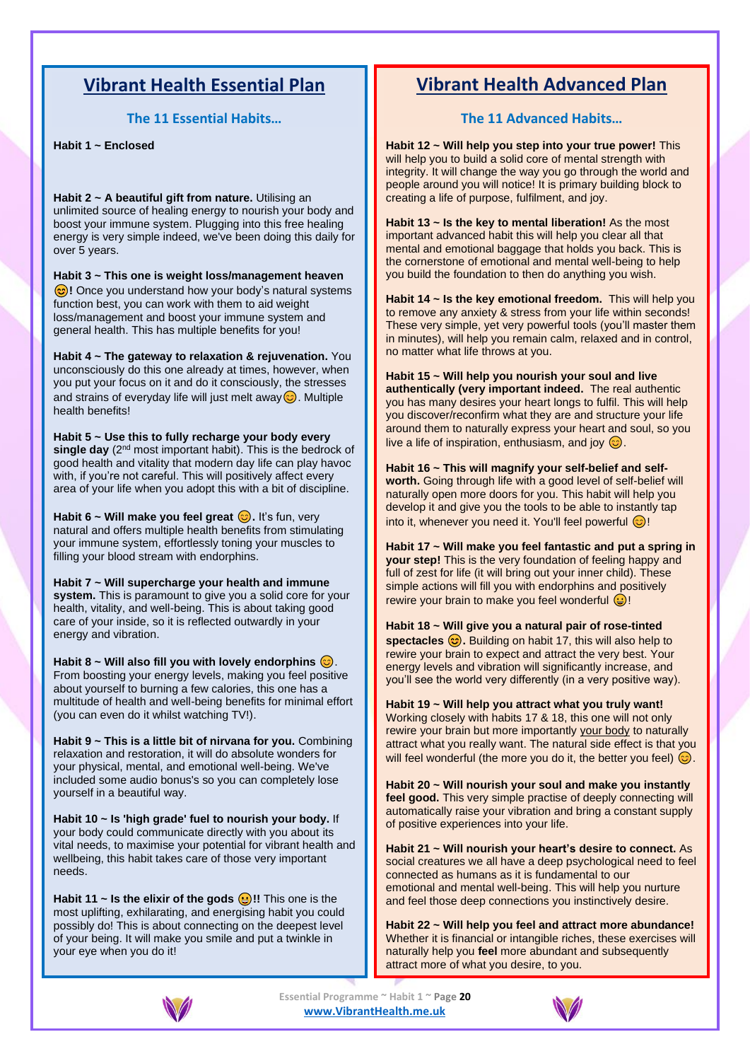## Vibrant Health Essential Plan

### The 11 Essential Habits…

**Habit 1 ~ Enclosed**

**Habit 2 ~ A beautiful gift from nature.** Utilising an unlimited source of healing energy to nourish your body and boost your immune system. Plugging into this free healing energy is very simple indeed, we've been doing this daily for over 5 years.

**Habit 3 ~ This one is weight loss/management heaven 😊!** Once you understand how your body's natural systems function best, you can work with them to aid weight loss/management and boost your immune system and general health. This has multiple benefits for you!

**Habit 4 ~ The gateway to relaxation & rejuvenation.** You unconsciously do this one already at times, however, when you put your focus on it and do it consciously, the stresses and strains of everyday life will just melt away 😊. Multiple health benefits!

**Habit 5 ~ Use this to fully recharge your body every single day** (2nd most important habit). This is the bedrock of good health and vitality that modern day life can play havoc with, if you're not careful. This will positively affect every area of your life when you adopt this with a bit of discipline.

**Habit 6 ~ Will make you feel great 😊.** It's fun, very natural and offers multiple health benefits from stimulating your immune system, effortlessly toning your muscles to filling your blood stream with endorphins.

**Habit 7 ~ Will supercharge your health and immune system.** This is paramount to give you a solid core for your health, vitality, and well-being. This is about taking good care of your inside, so it is reflected outwardly in your energy and vibration.

**Habit 8 ~ Will also fill you with lovely endorphins 😊.** From boosting your energy levels, making you feel positive about yourself to burning a few calories, this one has a multitude of health and well-being benefits for minimal effort (you can even do it whilst watching TV!).

**Habit 9 ~ This is a little bit of nirvana for you.** Combining relaxation and restoration, it will do absolute wonders for your physical, mental, and emotional well-being. We've included some's audio bonus's so you can completely lose yourself in a beautiful way.

**Habit 10 ~ Is 'high grade' fuel to nourish your body.** If your body could communicate directly with you about its vital needs, to maximise your potential for vibrant health and wellbeing, this habit takes care of those very important needs.

**Habit 11 ~ Is the elixir of the gods 😀!!** This one is the most uplifting, exhilarating, and energising habit you could possibly do! This is about connecting on the deepest level of your being. It will make you smile and put a twinkle in your eye when you do it!

## Vibrant Health Advanced Plan

### The 11 Advanced Habits…

**Habit 12 ~ Will help you step into your true power!** This will help you to build a solid core of mental strength with integrity. It will change the way you go through the world and people around you will notice! It is primary building block to creating a life of purpose, fulfilment, and joy.

**Habit 13 ~ Is the key to mental liberation!** As the most important advanced habit this will help you clear all that mental and emotional baggage that holds you back. This is the cornerstone of emotional and mental well-being to help you build the foundation to then do anything you wish.

**Habit 14 ~ Is the key emotional freedom.** This will help you to remove any anxiety & stress from your life within seconds! These very simple, yet very powerful tools (you'll master them in minutes), will help you remain calm, relaxed and in control, no matter what life throws at you.

**Habit 15 ~ Will help you nourish your soul and live authentically (very important indeed.** The real authentic you has many desires your heart longs to fulfil. This will help you discover/reconfirm what they are and structure your life around them to naturally express your heart and soul, so you live a life of inspiration, enthusiasm, and joy 😊.

**Habit 16 ~ This will magnify your self-belief and self-worth.** Going through life with a good level of self-belief will naturally open more doors for you. This habit will help you develop it and give you the tools to be able to instantly tap into it, whenever you need it. You'll feel powerful 😊!

**Habit 17 ~ Will make you feel fantastic and put a spring in your step!** This is the very foundation of feeling happy and full of zest for life (it will bring out your inner child). These simple actions will fill you with endorphins and positively rewire your brain to make you feel wonderful 😀!

**Habit 18 ~ Will give you a natural pair of rose-tinted spectacles 😊.** Building on habit 17, this will also help to rewire your brain to expect and attract the very best. Your energy levels and vibration will significantly increase, and you'll see the world very differently (in a very positive way).

**Habit 19 ~ Will help you attract what you truly want!** Working closely with habits 17 & 18, this one will not only rewire your brain but more importantly your body to naturally attract what you really want. The natural side effect is that you will feel wonderful (the more you do it, the better you feel) 😊.

**Habit 20 ~ Will nourish your soul and make you instantly feel good.** This very simple practise of deeply connecting will automatically raise your vibration and bring a constant supply of positive experiences into your life.

**Habit 21 ~ Will nourish your heart's desire to connect.** As social creatures we all have a deep psychological need to feel connected as humans as it is fundamental to our emotional and mental well-being. This will help you nurture and feel those deep connections you instinctively desire.

**Habit 22 ~ Will help you feel and attract more abundance!** Whether it is financial or intangible riches, these exercises will naturally help you **feel** more abundant and subsequently attract more of what you desire, to you.

www.VibrantHealth.me.uk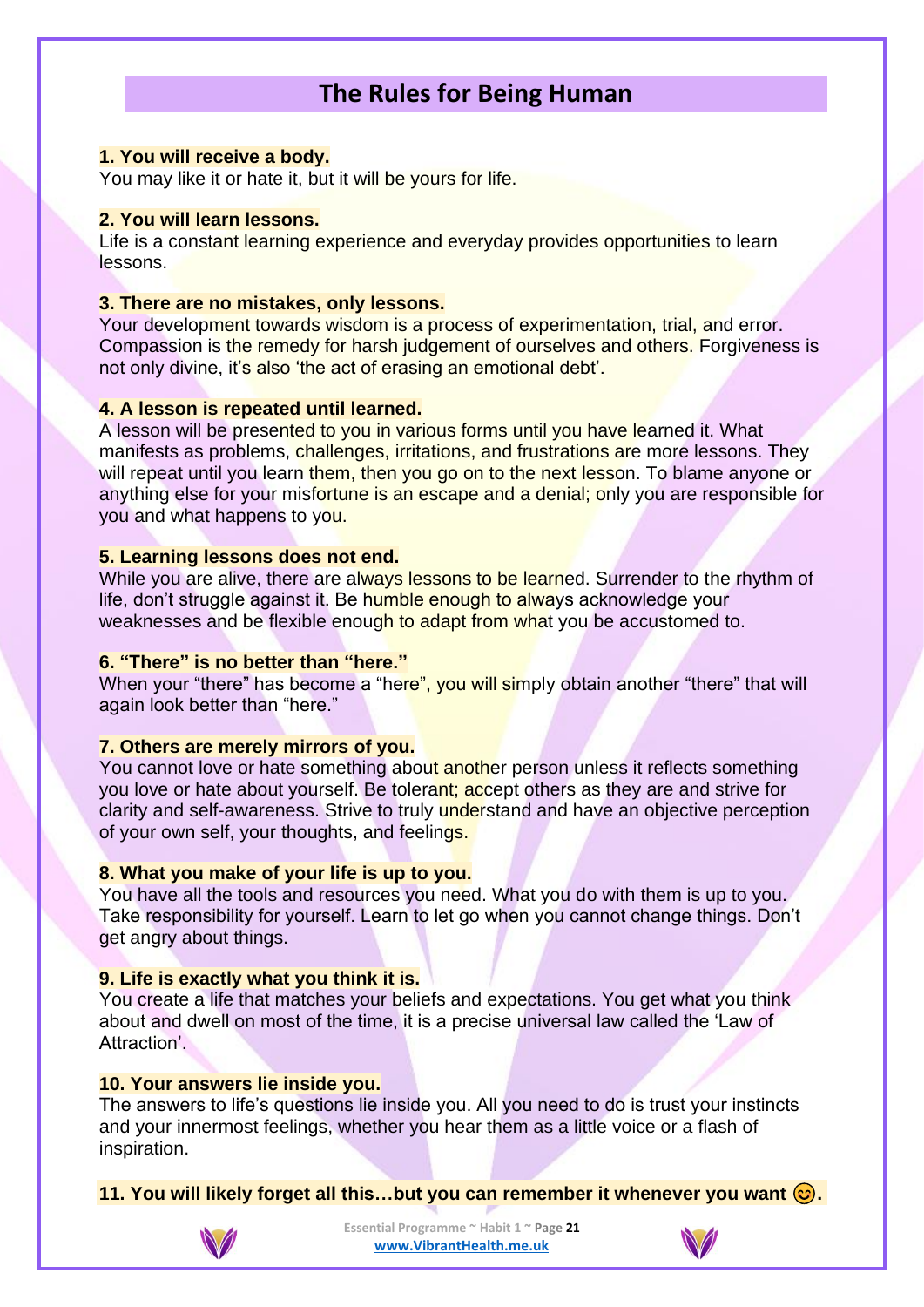# The Rules for Being Human

**1. You will receive a body.**
You may like it or hate it, but it will be yours for life.

**2. You will learn lessons.**
Life is a constant learning experience and everyday provides opportunities to learn lessons.

**3. There are no mistakes, only lessons.**
Your development towards wisdom is a process of experimentation, trial, and error. Compassion is the remedy for harsh judgement of ourselves and others. Forgiveness is not only divine, it's also 'the act of erasing an emotional debt'.

**4. A lesson is repeated until learned.**
A lesson will be presented to you in various forms until you have learned it. What manifests as problems, challenges, irritations, and frustrations are more lessons. They will repeat until you learn them, then you go on to the next lesson. To blame anyone or anything else for your misfortune is an escape and a denial; only you are responsible for you and what happens to you.

**5. Learning lessons does not end.**
While you are alive, there are always lessons to be learned. Surrender to the rhythm of life, don't struggle against it. Be humble enough to always acknowledge your weaknesses and be flexible enough to adapt from what you be accustomed to.

**6. "There" is no better than "here."**
When your "there" has become a "here", you will simply obtain another "there" that will again look better than "here."

**7. Others are merely mirrors of you.**
You cannot love or hate something about another person unless it reflects something you love or hate about yourself. Be tolerant; accept others as they are and strive for clarity and self-awareness. Strive to truly understand and have an objective perception of your own self, your thoughts, and feelings.

**8. What you make of your life is up to you.**
You have all the tools and resources you need. What you do with them is up to you. Take responsibility for yourself. Learn to let go when you cannot change things. Don't get angry about things.

**9. Life is exactly what you think it is.**
You create a life that matches your beliefs and expectations. You get what you think about and dwell on most of the time, it is a precise universal law called the 'Law of Attraction'.

**10. Your answers lie inside you.**
The answers to life's questions lie inside you. All you need to do is trust your instincts and your innermost feelings, whether you hear them as a little voice or a flash of inspiration.

**11. You will likely forget all this…but you can remember it whenever you want 😊.**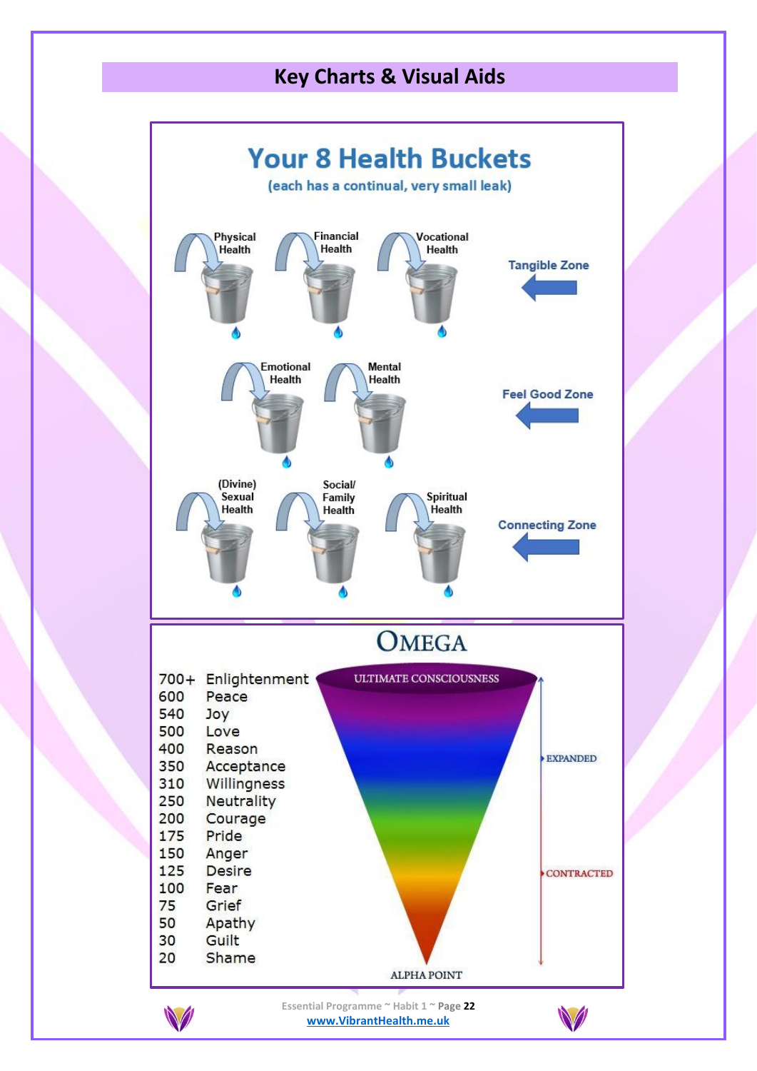## Key Charts & Visual Aids

### Your 8 Health Buckets

(each has a continual, very small leak)

Physical Health

Financial Health

Vocational Health

Tangible Zone

Emotional Health

Mental Health

Feel Good Zone

(Divine) Sexual Health

Social/ Family Health

Spiritual Health

Connecting Zone

### OMEGA

700+ Enlightenment
600 Peace
540 Joy
500 Love
400 Reason
350 Acceptance
310 Willingness
250 Neutrality
200 Courage
175 Pride
150 Anger
125 Desire
100 Fear
75 Grief
50 Apathy
30 Guilt
20 Shame

ULTIMATE CONSCIOUSNESS

EXPANDED

CONTRACTED

ALPHA POINT

Essential Programme ~ Habit 1 ~ Page 22
www.VibrantHealth.me.uk